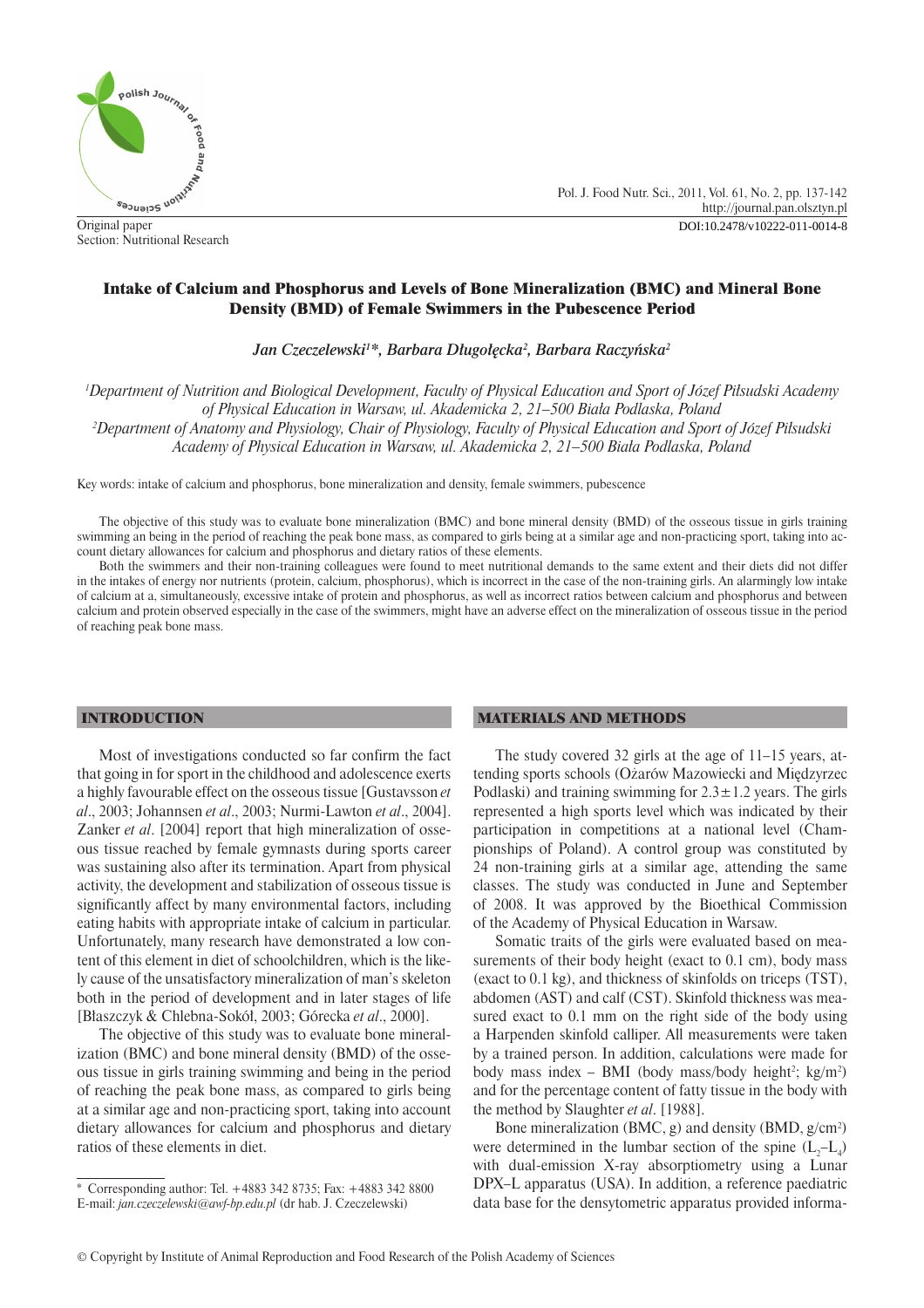Original paper
Section: Nutritional Research

# Intake of Calcium and Phosphorus and Levels of Bone Mineralization (BMC) and Mineral Bone Density (BMD) of Female Swimmers in the Pubescence Period

*Jan Czeczelewski[1]\*, Barbara Długołęcka[2], Barbara Raczyńska[2]*

*[1]Department of Nutrition and Biological Development, Faculty of Physical Education and Sport of Józef Piłsudski Academy of Physical Education in Warsaw, ul. Akademicka 2, 21–500 Biała Podlaska, Poland*
*[2]Department of Anatomy and Physiology, Chair of Physiology, Faculty of Physical Education and Sport of Józef Piłsudski Academy of Physical Education in Warsaw, ul. Akademicka 2, 21–500 Biała Podlaska, Poland*

Key words: intake of calcium and phosphorus, bone mineralization and density, female swimmers, pubescence

The objective of this study was to evaluate bone mineralization (BMC) and bone mineral density (BMD) of the osseous tissue in girls training swimming an being in the period of reaching the peak bone mass, as compared to girls being at a similar age and non-practicing sport, taking into account dietary allowances for calcium and phosphorus and dietary ratios of these elements.

Both the swimmers and their non-training colleagues were found to meet nutritional demands to the same extent and their diets did not differ in the intakes of energy nor nutrients (protein, calcium, phosphorus), which is incorrect in the case of the non-training girls. An alarmingly low intake of calcium at a, simultaneously, excessive intake of protein and phosphorus, as well as incorrect ratios between calcium and phosphorus and between calcium and protein observed especially in the case of the swimmers, might have an adverse effect on the mineralization of osseous tissue in the period of reaching peak bone mass.

## INTRODUCTION

Most of investigations conducted so far confirm the fact that going in for sport in the childhood and adolescence exerts a highly favourable effect on the osseous tissue [Gustavsson *et al*., 2003; Johannsen *et al*., 2003; Nurmi-Lawton *et al*., 2004]. Zanker *et al*. [2004] report that high mineralization of osseous tissue reached by female gymnasts during sports career was sustaining also after its termination. Apart from physical activity, the development and stabilization of osseous tissue is significantly affect by many environmental factors, including eating habits with appropriate intake of calcium in particular. Unfortunately, many research have demonstrated a low content of this element in diet of schoolchildren, which is the likely cause of the unsatisfactory mineralization of man's skeleton both in the period of development and in later stages of life [Błaszczyk & Chlebna-Sokół, 2003; Górecka *et al*., 2000].

The objective of this study was to evaluate bone mineralization (BMC) and bone mineral density (BMD) of the osseous tissue in girls training swimming and being in the period of reaching the peak bone mass, as compared to girls being at a similar age and non-practicing sport, taking into account dietary allowances for calcium and phosphorus and dietary ratios of these elements in diet.

\* Corresponding author: Tel. +4883 342 8735; Fax: +4883 342 8800
E-mail: *jan.czeczelewski@awf-bp.edu.pl* (dr hab. J. Czeczelewski)

## MATERIALS AND METHODS

The study covered 32 girls at the age of 11–15 years, attending sports schools (Ożarów Mazowiecki and Międzyrzec Podlaski) and training swimming for $2.3 \pm 1.2$ years. The girls represented a high sports level which was indicated by their participation in competitions at a national level (Championships of Poland). A control group was constituted by 24 non-training girls at a similar age, attending the same classes. The study was conducted in June and September of 2008. It was approved by the Bioethical Commission of the Academy of Physical Education in Warsaw.

Somatic traits of the girls were evaluated based on measurements of their body height (exact to 0.1 cm), body mass (exact to 0.1 kg), and thickness of skinfolds on triceps (TST), abdomen (AST) and calf (CST). Skinfold thickness was measured exact to 0.1 mm on the right side of the body using a Harpenden skinfold calliper. All measurements were taken by a trained person. In addition, calculations were made for body mass index – BMI (body mass/body height$^2$; kg/m$^2$) and for the percentage content of fatty tissue in the body with the method by Slaughter *et al*. [1988].

Bone mineralization (BMC, g) and density (BMD, g/cm$^2$) were determined in the lumbar section of the spine ($L_2$–$L_4$) with dual-emission X-ray absorptiometry using a Lunar DPX–L apparatus (USA). In addition, a reference paediatric data base for the densytometric apparatus provided informa-

© Copyright by Institute of Animal Reproduction and Food Research of the Polish Academy of Sciences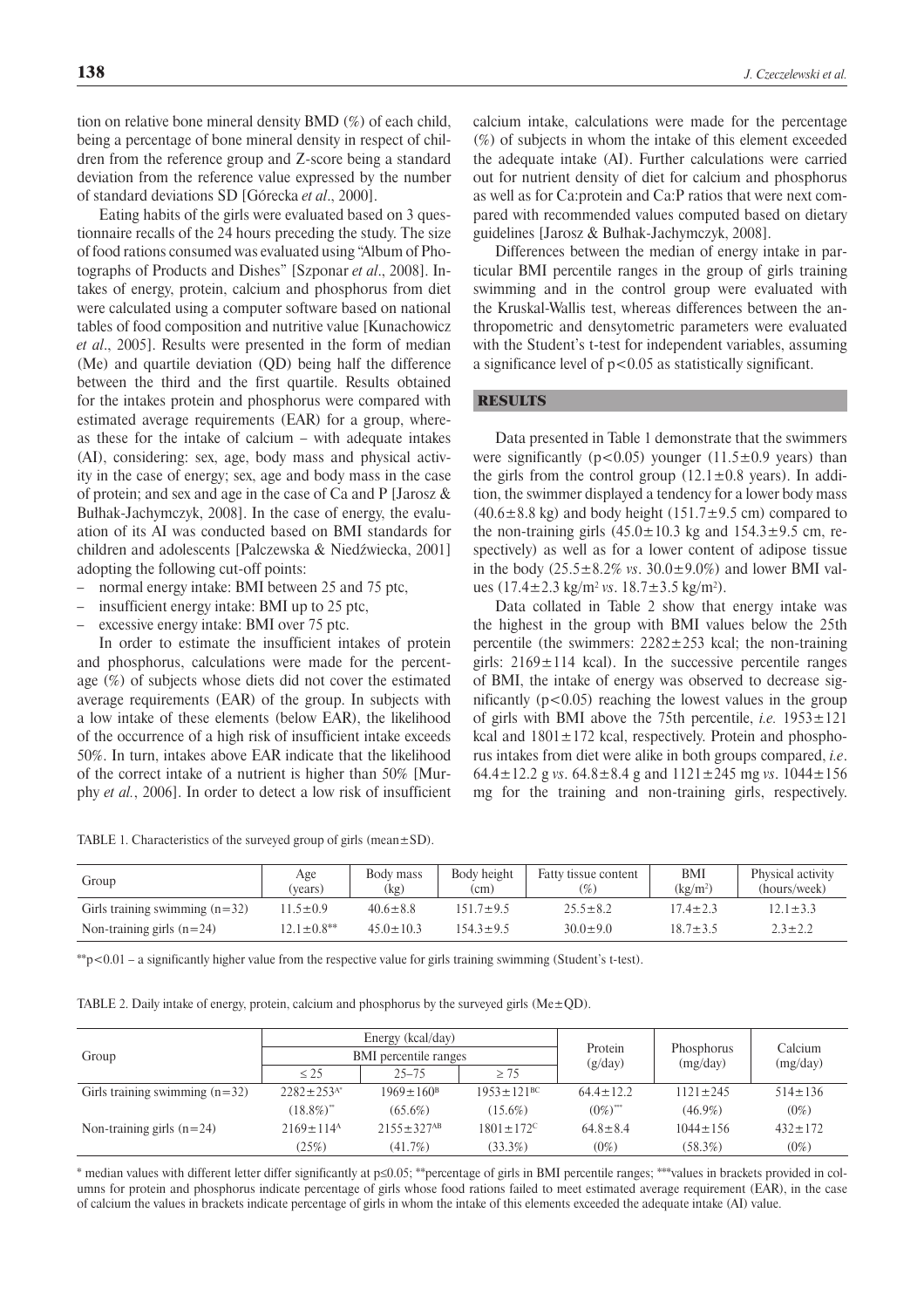tion on relative bone mineral density BMD (%) of each child, being a percentage of bone mineral density in respect of children from the reference group and Z-score being a standard deviation from the reference value expressed by the number of standard deviations SD [Górecka *et al*., 2000].

Eating habits of the girls were evaluated based on 3 questionnaire recalls of the 24 hours preceding the study. The size of food rations consumed was evaluated using "Album of Photographs of Products and Dishes" [Szponar *et al*., 2008]. Intakes of energy, protein, calcium and phosphorus from diet were calculated using a computer software based on national tables of food composition and nutritive value [Kunachowicz *et al*., 2005]. Results were presented in the form of median (Me) and quartile deviation (QD) being half the difference between the third and the first quartile. Results obtained for the intakes protein and phosphorus were compared with estimated average requirements (EAR) for a group, whereas these for the intake of calcium – with adequate intakes (AI), considering: sex, age, body mass and physical activity in the case of energy; sex, age and body mass in the case of protein; and sex and age in the case of Ca and P [Jarosz & Bułhak-Jachymczyk, 2008]. In the case of energy, the evaluation of its AI was conducted based on BMI standards for children and adolescents [Palczewska & Niedźwiecka, 2001] adopting the following cut-off points:

- normal energy intake: BMI between 25 and 75 ptc,
- insufficient energy intake: BMI up to 25 ptc,
- excessive energy intake: BMI over 75 ptc.

In order to estimate the insufficient intakes of protein and phosphorus, calculations were made for the percentage (%) of subjects whose diets did not cover the estimated average requirements (EAR) of the group. In subjects with a low intake of these elements (below EAR), the likelihood of the occurrence of a high risk of insufficient intake exceeds 50%. In turn, intakes above EAR indicate that the likelihood of the correct intake of a nutrient is higher than 50% [Murphy *et al.*, 2006]. In order to detect a low risk of insufficient calcium intake, calculations were made for the percentage (%) of subjects in whom the intake of this element exceeded the adequate intake (AI). Further calculations were carried out for nutrient density of diet for calcium and phosphorus as well as for Ca:protein and Ca:P ratios that were next compared with recommended values computed based on dietary guidelines [Jarosz & Bułhak-Jachymczyk, 2008].

Differences between the median of energy intake in particular BMI percentile ranges in the group of girls training swimming and in the control group were evaluated with the Kruskal-Wallis test, whereas differences between the anthropometric and densytometric parameters were evaluated with the Student's t-test for independent variables, assuming a significance level of $p<0.05$ as statistically significant.

## RESULTS

Data presented in Table 1 demonstrate that the swimmers were significantly ($p<0.05$) younger (11.5±0.9 years) than the girls from the control group (12.1±0.8 years). In addition, the swimmer displayed a tendency for a lower body mass (40.6±8.8 kg) and body height (151.7±9.5 cm) compared to the non-training girls (45.0±10.3 kg and 154.3±9.5 cm, respectively) as well as for a lower content of adipose tissue in the body (25.5±8.2% *vs*. 30.0±9.0%) and lower BMI values (17.4±2.3 kg/m$^2$ *vs*. 18.7±3.5 kg/m$^2$).

Data collated in Table 2 show that energy intake was the highest in the group with BMI values below the 25th percentile (the swimmers: 2282±253 kcal; the non-training girls: 2169±114 kcal). In the successive percentile ranges of BMI, the intake of energy was observed to decrease significantly ($p<0.05$) reaching the lowest values in the group of girls with BMI above the 75th percentile, *i.e.* 1953±121 kcal and 1801±172 kcal, respectively. Protein and phosphorus intakes from diet were alike in both groups compared, *i.e*. 64.4±12.2 g *vs*. 64.8±8.4 g and 1121±245 mg *vs*. 1044±156 mg for the training and non-training girls, respectively.

TABLE 1. Characteristics of the surveyed group of girls (mean±SD).

| Group | Age (years) | Body mass (kg) | Body height (cm) | Fatty tissue content (%) | BMI (kg/m$^2$) | Physical activity (hours/week) |
|---|---|---|---|---|---|---|
| Girls training swimming (n=32) | 11.5±0.9 | 40.6±8.8 | 151.7±9.5 | 25.5±8.2 | 17.4±2.3 | 12.1±3.3 |
| Non-training girls (n=24) | 12.1±0.8** | 45.0±10.3 | 154.3±9.5 | 30.0±9.0 | 18.7±3.5 | 2.3±2.2 |

**$p<0.01$ – a significantly higher value from the respective value for girls training swimming (Student's t-test).

TABLE 2. Daily intake of energy, protein, calcium and phosphorus by the surveyed girls (Me±QD).

| Group | Energy (kcal/day) | | | Protein (g/day) | Phosphorus (mg/day) | Calcium (mg/day) |
|---|---|---|---|---|---|---|
| | BMI percentile ranges | | | | | |
| | ≤ 25 | 25–75 | ≥ 75 | | | |
| Girls training swimming (n=32) | 2282±253$^{A*}$ | 1969±160$^{B}$ | 1953±121$^{BC}$ | 64.4±12.2 | 1121±245 | 514±136 |
| | (18.8%)** | (65.6%) | (15.6%) | (0%)*** | (46.9%) | (0%) |
| Non-training girls (n=24) | 2169±114$^{A}$ | 2155±327$^{AB}$ | 1801±172$^{C}$ | 64.8±8.4 | 1044±156 | 432±172 |
| | (25%) | (41.7%) | (33.3%) | (0%) | (58.3%) | (0%) |

* median values with different letter differ significantly at p≤0.05; **percentage of girls in BMI percentile ranges; ***values in brackets provided in columns for protein and phosphorus indicate percentage of girls whose food rations failed to meet estimated average requirement (EAR), in the case of calcium the values in brackets indicate percentage of girls in whom the intake of this elements exceeded the adequate intake (AI) value.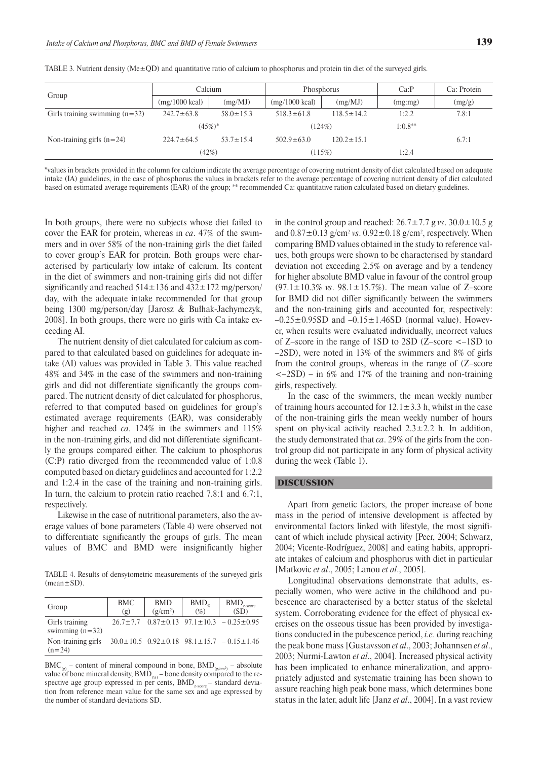TABLE 3. Nutrient density (Me±QD) and quantitative ratio of calcium to phosphorus and protein tin diet of the surveyed girls.

| Group | Calcium | | Phosphorus | | Ca:P | Ca: Protein |
|---|---|---|---|---|---|---|
| | (mg/1000 kcal) | (mg/MJ) | (mg/1000 kcal) | (mg/MJ) | (mg:mg) | (mg/g) |
| Girls training swimming (n=32) | 242.7±63.8 | 58.0±15.3 | 518.3±61.8 | 118.5±14.2 | 1:2.2 | 7.8:1 |
| | (45%)* | | (124%) | | 1:0.8** | |
| Non-training girls (n=24) | 224.7±64.5 | 53.7±15.4 | 502.9±63.0 | 120.2±15.1 | | 6.7:1 |
| | (42%) | | (115%) | | 1:2.4 | |

*values in brackets provided in the column for calcium indicate the average percentage of covering nutrient density of diet calculated based on adequate intake (IA) guidelines, in the case of phosphorus the values in brackets refer to the average percentage of covering nutrient density of diet calculated based on estimated average requirements (EAR) of the group; ** recommended Ca: quantitative ration calculated based on dietary guidelines.

In both groups, there were no subjects whose diet failed to cover the EAR for protein, whereas in *ca*. 47% of the swimmers and in over 58% of the non-training girls the diet failed to cover group's EAR for protein. Both groups were characterised by particularly low intake of calcium. Its content in the diet of swimmers and non-training girls did not differ significantly and reached 514±136 and 432±172 mg/person/day, with the adequate intake recommended for that group being 1300 mg/person/day [Jarosz & Bułhak-Jachymczyk, 2008]. In both groups, there were no girls with Ca intake exceeding AI.

The nutrient density of diet calculated for calcium as compared to that calculated based on guidelines for adequate intake (AI) values was provided in Table 3. This value reached 48% and 34% in the case of the swimmers and non-training girls and did not differentiate significantly the groups compared. The nutrient density of diet calculated for phosphorus, referred to that computed based on guidelines for group's estimated average requirements (EAR), was considerably higher and reached *ca.* 124% in the swimmers and 115% in the non-training girls, and did not differentiate significantly the groups compared either. The calcium to phosphorus (C:P) ratio diverged from the recommended value of 1:0.8 computed based on dietary guidelines and accounted for 1:2.2 and 1:2.4 in the case of the training and non-training girls. In turn, the calcium to protein ratio reached 7.8:1 and 6.7:1, respectively.

Likewise in the case of nutritional parameters, also the average values of bone parameters (Table 4) were observed not to differentiate significantly the groups of girls. The mean values of BMC and BMD were insignificantly higher in the control group and reached: 26.7±7.7 g *vs*. 30.0±10.5 g and 0.87±0.13 g/cm² *vs*. 0.92±0.18 g/cm², respectively. When comparing BMD values obtained in the study to reference values, both groups were shown to be characterised by standard deviation not exceeding 2.5% on average and by a tendency for higher absolute BMD value in favour of the control group (97.1±10.3% *vs*. 98.1±15.7%). The mean value of Z–score for BMD did not differ significantly between the swimmers and the non-training girls and accounted for, respectively: –0.25±0.95SD and –0.15±1.46SD (normal value). However, when results were evaluated individually, incorrect values of Z–score in the range of 1SD to 2SD (Z–score <–1SD to –2SD), were noted in 13% of the swimmers and 8% of girls from the control groups, whereas in the range of (Z–score <–2SD) – in 6% and 17% of the training and non-training girls, respectively.

TABLE 4. Results of densytometric measurements of the surveyed girls (mean±SD).

| Group | BMC (g) | BMD (g/cm²) | $BMD_{\%}$ (%) | $BMD_{z\text{-}score}$ (SD) |
|---|---|---|---|---|
| Girls training swimming (n=32) | 26.7±7.7 | 0.87±0.13 | 97.1±10.3 | – 0.25±0.95 |
| Non-training girls (n=24) | 30.0±10.5 | 0.92±0.18 | 98.1±15.7 | – 0.15±1.46 |

$BMC_{(g)}$ – content of mineral compound in bone, $BMD_{(g/cm^2)}$ – absolute value of bone mineral density, $BMD_{(\%)}$ – bone density compared to the respective age group expressed in per cents, $BMD_{z\text{-}score}$ – standard deviation from reference mean value for the same sex and age expressed by the number of standard deviations SD.

In the case of the swimmers, the mean weekly number of training hours accounted for 12.1±3.3 h, whilst in the case of the non-training girls the mean weekly number of hours spent on physical activity reached 2.3±2.2 h. In addition, the study demonstrated that *ca*. 29% of the girls from the control group did not participate in any form of physical activity during the week (Table 1).

## DISCUSSION

Apart from genetic factors, the proper increase of bone mass in the period of intensive development is affected by environmental factors linked with lifestyle, the most significant of which include physical activity [Peer, 2004; Schwarz, 2004; Vicente-Rodríguez, 2008] and eating habits, appropriate intakes of calcium and phosphorus with diet in particular [Matkovic *et al*., 2005; Lanou *et al*., 2005].

Longitudinal observations demonstrate that adults, especially women, who were active in the childhood and pubescence are characterised by a better status of the skeletal system. Corroborating evidence for the effect of physical exercises on the osseous tissue has been provided by investigations conducted in the pubescence period, *i.e.* during reaching the peak bone mass [Gustavsson *et al*., 2003; Johannsen *et al*., 2003; Nurmi-Lawton *et al*., 2004]. Increased physical activity has been implicated to enhance mineralization, and appropriately adjusted and systematic training has been shown to assure reaching high peak bone mass, which determines bone status in the later, adult life [Janz *et al*., 2004]. In a vast review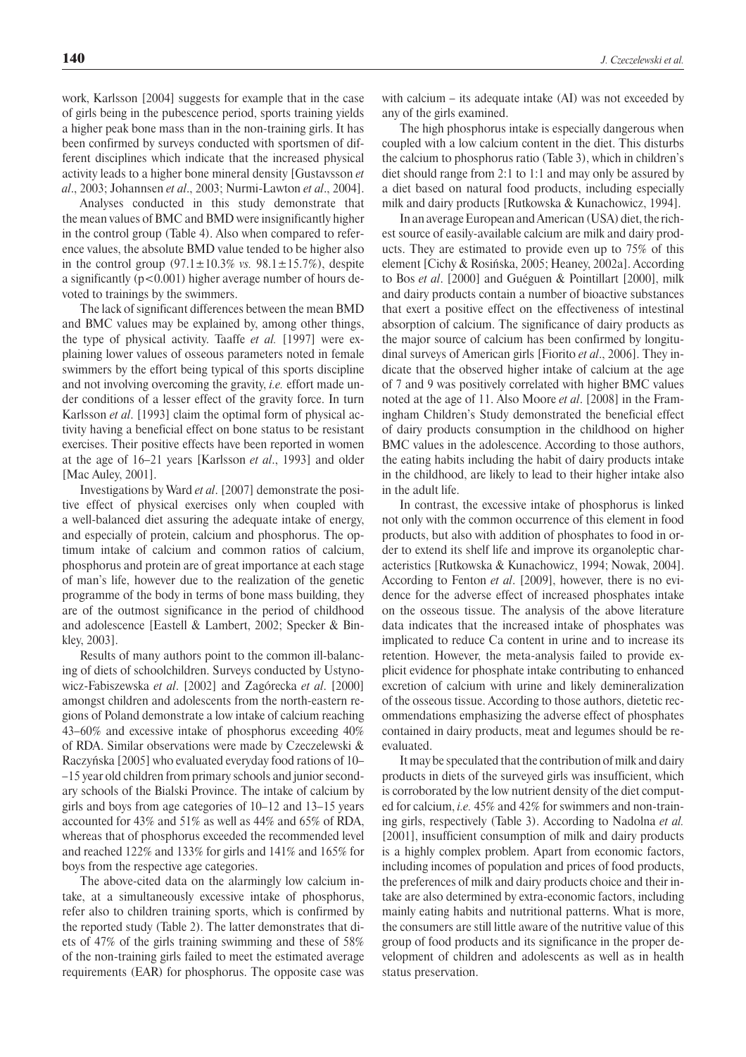work, Karlsson [2004] suggests for example that in the case of girls being in the pubescence period, sports training yields a higher peak bone mass than in the non-training girls. It has been confirmed by surveys conducted with sportsmen of different disciplines which indicate that the increased physical activity leads to a higher bone mineral density [Gustavsson *et al*., 2003; Johannsen *et al*., 2003; Nurmi-Lawton *et al*., 2004].

Analyses conducted in this study demonstrate that the mean values of BMC and BMD were insignificantly higher in the control group (Table 4). Also when compared to reference values, the absolute BMD value tended to be higher also in the control group ($97.1 \pm 10.3\%$ *vs.* $98.1 \pm 15.7\%$), despite a significantly ($p<0.001$) higher average number of hours devoted to trainings by the swimmers.

The lack of significant differences between the mean BMD and BMC values may be explained by, among other things, the type of physical activity. Taaffe *et al.* [1997] were explaining lower values of osseous parameters noted in female swimmers by the effort being typical of this sports discipline and not involving overcoming the gravity, *i.e.* effort made under conditions of a lesser effect of the gravity force. In turn Karlsson *et al*. [1993] claim the optimal form of physical activity having a beneficial effect on bone status to be resistant exercises. Their positive effects have been reported in women at the age of 16–21 years [Karlsson *et al*., 1993] and older [Mac Auley, 2001].

Investigations by Ward *et al*. [2007] demonstrate the positive effect of physical exercises only when coupled with a well-balanced diet assuring the adequate intake of energy, and especially of protein, calcium and phosphorus. The optimum intake of calcium and common ratios of calcium, phosphorus and protein are of great importance at each stage of man's life, however due to the realization of the genetic programme of the body in terms of bone mass building, they are of the outmost significance in the period of childhood and adolescence [Eastell & Lambert, 2002; Specker & Binkley, 2003].

Results of many authors point to the common ill-balancing of diets of schoolchildren. Surveys conducted by Ustynowicz-Fabiszewska *et al*. [2002] and Zagórecka *et al*. [2000] amongst children and adolescents from the north-eastern regions of Poland demonstrate a low intake of calcium reaching 43–60% and excessive intake of phosphorus exceeding 40% of RDA. Similar observations were made by Czeczelewski & Raczyńska [2005] who evaluated everyday food rations of 10–15 year old children from primary schools and junior secondary schools of the Bialski Province. The intake of calcium by girls and boys from age categories of 10–12 and 13–15 years accounted for 43% and 51% as well as 44% and 65% of RDA, whereas that of phosphorus exceeded the recommended level and reached 122% and 133% for girls and 141% and 165% for boys from the respective age categories.

The above-cited data on the alarmingly low calcium intake, at a simultaneously excessive intake of phosphorus, refer also to children training sports, which is confirmed by the reported study (Table 2). The latter demonstrates that diets of 47% of the girls training swimming and these of 58% of the non-training girls failed to meet the estimated average requirements (EAR) for phosphorus. The opposite case was with calcium – its adequate intake (AI) was not exceeded by any of the girls examined.

The high phosphorus intake is especially dangerous when coupled with a low calcium content in the diet. This disturbs the calcium to phosphorus ratio (Table 3), which in children's diet should range from 2:1 to 1:1 and may only be assured by a diet based on natural food products, including especially milk and dairy products [Rutkowska & Kunachowicz, 1994].

In an average European and American (USA) diet, the richest source of easily-available calcium are milk and dairy products. They are estimated to provide even up to 75% of this element [Cichy & Rosińska, 2005; Heaney, 2002a]. According to Bos *et al*. [2000] and Guéguen & Pointillart [2000], milk and dairy products contain a number of bioactive substances that exert a positive effect on the effectiveness of intestinal absorption of calcium. The significance of dairy products as the major source of calcium has been confirmed by longitudinal surveys of American girls [Fiorito *et al*., 2006]. They indicate that the observed higher intake of calcium at the age of 7 and 9 was positively correlated with higher BMC values noted at the age of 11. Also Moore *et al*. [2008] in the Framingham Children's Study demonstrated the beneficial effect of dairy products consumption in the childhood on higher BMC values in the adolescence. According to those authors, the eating habits including the habit of dairy products intake in the childhood, are likely to lead to their higher intake also in the adult life.

In contrast, the excessive intake of phosphorus is linked not only with the common occurrence of this element in food products, but also with addition of phosphates to food in order to extend its shelf life and improve its organoleptic characteristics [Rutkowska & Kunachowicz, 1994; Nowak, 2004]. According to Fenton *et al*. [2009], however, there is no evidence for the adverse effect of increased phosphates intake on the osseous tissue. The analysis of the above literature data indicates that the increased intake of phosphates was implicated to reduce Ca content in urine and to increase its retention. However, the meta-analysis failed to provide explicit evidence for phosphate intake contributing to enhanced excretion of calcium with urine and likely demineralization of the osseous tissue. According to those authors, dietetic recommendations emphasizing the adverse effect of phosphates contained in dairy products, meat and legumes should be re-evaluated.

It may be speculated that the contribution of milk and dairy products in diets of the surveyed girls was insufficient, which is corroborated by the low nutrient density of the diet computed for calcium, *i.e.* 45% and 42% for swimmers and non-training girls, respectively (Table 3). According to Nadolna *et al.* [2001], insufficient consumption of milk and dairy products is a highly complex problem. Apart from economic factors, including incomes of population and prices of food products, the preferences of milk and dairy products choice and their intake are also determined by extra-economic factors, including mainly eating habits and nutritional patterns. What is more, the consumers are still little aware of the nutritive value of this group of food products and its significance in the proper development of children and adolescents as well as in health status preservation.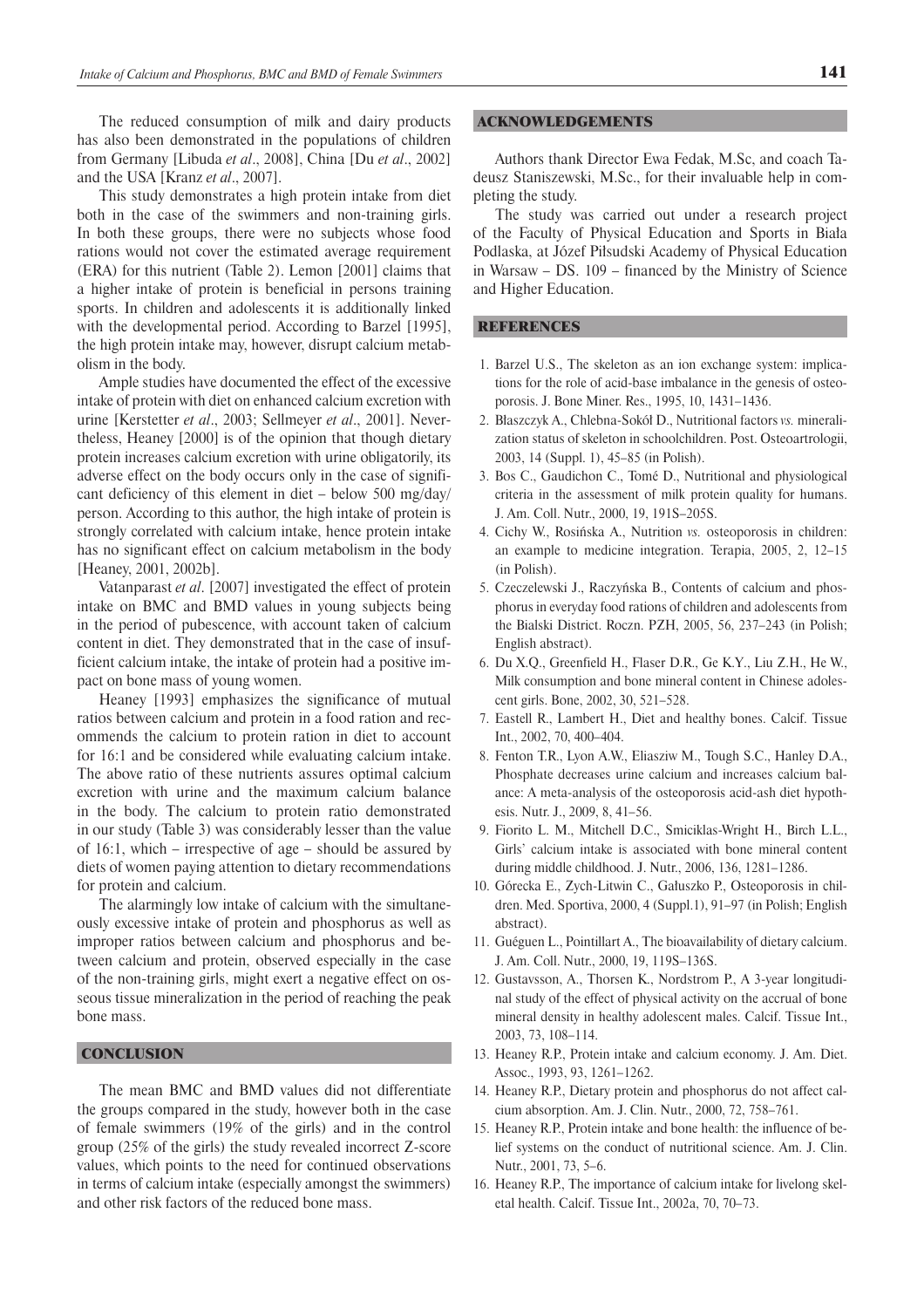The reduced consumption of milk and dairy products has also been demonstrated in the populations of children from Germany [Libuda *et al*., 2008], China [Du *et al*., 2002] and the USA [Kranz *et al*., 2007].

This study demonstrates a high protein intake from diet both in the case of the swimmers and non-training girls. In both these groups, there were no subjects whose food rations would not cover the estimated average requirement (ERA) for this nutrient (Table 2). Lemon [2001] claims that a higher intake of protein is beneficial in persons training sports. In children and adolescents it is additionally linked with the developmental period. According to Barzel [1995], the high protein intake may, however, disrupt calcium metabolism in the body.

Ample studies have documented the effect of the excessive intake of protein with diet on enhanced calcium excretion with urine [Kerstetter *et al*., 2003; Sellmeyer *et al*., 2001]. Nevertheless, Heaney [2000] is of the opinion that though dietary protein increases calcium excretion with urine obligatorily, its adverse effect on the body occurs only in the case of significant deficiency of this element in diet – below 500 mg/day/person. According to this author, the high intake of protein is strongly correlated with calcium intake, hence protein intake has no significant effect on calcium metabolism in the body [Heaney, 2001, 2002b].

Vatanparast *et al*. [2007] investigated the effect of protein intake on BMC and BMD values in young subjects being in the period of pubescence, with account taken of calcium content in diet. They demonstrated that in the case of insufficient calcium intake, the intake of protein had a positive impact on bone mass of young women.

Heaney [1993] emphasizes the significance of mutual ratios between calcium and protein in a food ration and recommends the calcium to protein ration in diet to account for 16:1 and be considered while evaluating calcium intake. The above ratio of these nutrients assures optimal calcium excretion with urine and the maximum calcium balance in the body. The calcium to protein ratio demonstrated in our study (Table 3) was considerably lesser than the value of 16:1, which – irrespective of age – should be assured by diets of women paying attention to dietary recommendations for protein and calcium.

The alarmingly low intake of calcium with the simultaneously excessive intake of protein and phosphorus as well as improper ratios between calcium and phosphorus and between calcium and protein, observed especially in the case of the non-training girls, might exert a negative effect on osseous tissue mineralization in the period of reaching the peak bone mass.

## CONCLUSION

The mean BMC and BMD values did not differentiate the groups compared in the study, however both in the case of female swimmers (19% of the girls) and in the control group (25% of the girls) the study revealed incorrect Z-score values, which points to the need for continued observations in terms of calcium intake (especially amongst the swimmers) and other risk factors of the reduced bone mass.

## ACKNOWLEDGEMENTS

Authors thank Director Ewa Fedak, M.Sc, and coach Tadeusz Staniszewski, M.Sc., for their invaluable help in completing the study.

The study was carried out under a research project of the Faculty of Physical Education and Sports in Biała Podlaska, at Józef Piłsudski Academy of Physical Education in Warsaw – DS. 109 – financed by the Ministry of Science and Higher Education.

## REFERENCES

1. Barzel U.S., The skeleton as an ion exchange system: implications for the role of acid-base imbalance in the genesis of osteoporosis. J. Bone Miner. Res., 1995, 10, 1431–1436.
2. Błaszczyk A., Chlebna-Sokół D., Nutritional factors *vs.* mineralization status of skeleton in schoolchildren. Post. Osteoartrologii, 2003, 14 (Suppl. 1), 45–85 (in Polish).
3. Bos C., Gaudichon C., Tomé D., Nutritional and physiological criteria in the assessment of milk protein quality for humans. J. Am. Coll. Nutr., 2000, 19, 191S–205S.
4. Cichy W., Rosińska A., Nutrition *vs.* osteoporosis in children: an example to medicine integration. Terapia, 2005, 2, 12–15 (in Polish).
5. Czeczelewski J., Raczyńska B., Contents of calcium and phosphorus in everyday food rations of children and adolescents from the Bialski District. Roczn. PZH, 2005, 56, 237–243 (in Polish; English abstract).
6. Du X.Q., Greenfield H., Flaser D.R., Ge K.Y., Liu Z.H., He W., Milk consumption and bone mineral content in Chinese adolescent girls. Bone, 2002, 30, 521–528.
7. Eastell R., Lambert H., Diet and healthy bones. Calcif. Tissue Int., 2002, 70, 400–404.
8. Fenton T.R., Lyon A.W., Eliasziw M., Tough S.C., Hanley D.A., Phosphate decreases urine calcium and increases calcium balance: A meta-analysis of the osteoporosis acid-ash diet hypothesis. Nutr. J., 2009, 8, 41–56.
9. Fiorito L. M., Mitchell D.C., Smiciklas-Wright H., Birch L.L., Girls' calcium intake is associated with bone mineral content during middle childhood. J. Nutr., 2006, 136, 1281–1286.
10. Górecka E., Zych-Litwin C., Gałuszko P., Osteoporosis in children. Med. Sportiva, 2000, 4 (Suppl.1), 91–97 (in Polish; English abstract).
11. Guéguen L., Pointillart A., The bioavailability of dietary calcium. J. Am. Coll. Nutr., 2000, 19, 119S–136S.
12. Gustavsson, A., Thorsen K., Nordstrom P., A 3-year longitudinal study of the effect of physical activity on the accrual of bone mineral density in healthy adolescent males. Calcif. Tissue Int., 2003, 73, 108–114.
13. Heaney R.P., Protein intake and calcium economy. J. Am. Diet. Assoc., 1993, 93, 1261–1262.
14. Heaney R.P., Dietary protein and phosphorus do not affect calcium absorption. Am. J. Clin. Nutr., 2000, 72, 758–761.
15. Heaney R.P., Protein intake and bone health: the influence of belief systems on the conduct of nutritional science. Am. J. Clin. Nutr., 2001, 73, 5–6.
16. Heaney R.P., The importance of calcium intake for livelong skeletal health. Calcif. Tissue Int., 2002a, 70, 70–73.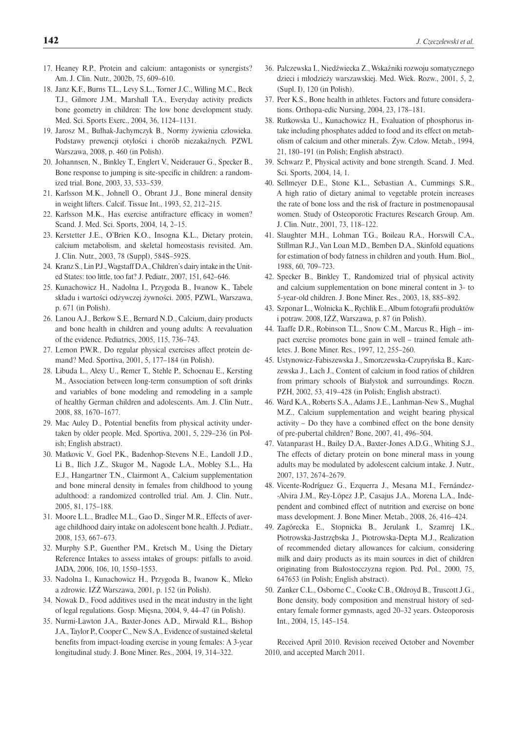17. Heaney R.P., Protein and calcium: antagonists or synergists? Am. J. Clin. Nutr., 2002b, 75, 609–610.
18. Janz K.F., Burns T.L., Levy S.L., Torner J.C., Willing M.C., Beck T.J., Gilmore J.M., Marshall T.A., Everyday activity predicts bone geometry in children: The low bone development study. Med. Sci. Sports Exerc., 2004, 36, 1124–1131.
19. Jarosz M., Bułhak-Jachymczyk B., Normy żywienia człowieka. Podstawy prewencji otyłości i chorób niezakaźnych. PZWL Warszawa, 2008, p. 460 (in Polish).
20. Johannsen, N., Binkley T., Englert V., Neiderauer G., Specker B., Bone response to jumping is site-specific in children: a randomized trial. Bone, 2003, 33, 533–539.
21. Karlsson M.K., Johnell O., Obrant J.J., Bone mineral density in weight lifters. Calcif. Tissue Int., 1993, 52, 212–215.
22. Karlsson M.K., Has exercise antifracture efficacy in women? Scand. J. Med. Sci. Sports, 2004, 14, 2–15.
23. Kerstetter J.E., O'Brien K.O., Insogna K.L., Dietary protein, calcium metabolism, and skeletal homeostasis revisited. Am. J. Clin. Nutr., 2003, 78 (Suppl), 584S–592S.
24. Kranz S., Lin P.J., Wagstaff D.A., Children's dairy intake in the United States: too little, too fat? J. Pediatr., 2007, 151, 642–646.
25. Kunachowicz H., Nadolna I., Przygoda B., Iwanow K., Tabele składu i wartości odżywczej żywności. 2005, PZWL, Warszawa, p. 671 (in Polish).
26. Lanou A.J., Berkow S.E., Bernard N.D., Calcium, dairy products and bone health in children and young adults: A reevaluation of the evidence. Pediatrics, 2005, 115, 736–743.
27. Lemon P.W.R., Do regular physical exercises affect protein demand? Med. Sportiva, 2001, 5, 177–184 (in Polish).
28. Libuda L., Alexy U., Remer T., Stehle P., Schoenau E., Kersting M., Association between long-term consumption of soft drinks and variables of bone modeling and remodeling in a sample of healthy German children and adolescents. Am. J. Clin Nutr., 2008, 88, 1670–1677.
29. Mac Auley D., Potential benefits from physical activity undertaken by older people. Med. Sportiva, 2001, 5, 229–236 (in Polish; English abstract).
30. Matkovic V., Goel P.K., Badenhop-Stevens N.E., Landoll J.D., Li B., Ilich J.Z., Skugor M., Nagode L.A., Mobley S.L., Ha E.J., Hangartner T.N., Clairmont A., Calcium supplementation and bone mineral density in females from childhood to young adulthood: a randomized controlled trial. Am. J. Clin. Nutr., 2005, 81, 175–188.
31. Moore L.L., Bradlee M.L., Gao D., Singer M.R., Effects of average childhood dairy intake on adolescent bone health. J. Pediatr., 2008, 153, 667–673.
32. Murphy S.P., Guenther P.M., Kretsch M., Using the Dietary Reference Intakes to assess intakes of groups: pitfalls to avoid. JADA, 2006, 106, 10, 1550–1553.
33. Nadolna I., Kunachowicz H., Przygoda B., Iwanow K., Mleko a zdrowie. IŻŻ Warszawa, 2001, p. 152 (in Polish).
34. Nowak D., Food additives used in the meat industry in the light of legal regulations. Gosp. Mięsna, 2004, 9, 44–47 (in Polish).
35. Nurmi-Lawton J.A., Baxter-Jones A.D., Mirwald R.L., Bishop J.A., Taylor P., Cooper C., New S.A., Evidence of sustained skeletal benefits from impact-loading exercise in young females: A 3-year longitudinal study. J. Bone Miner. Res., 2004, 19, 314–322.
36. Palczewska I., Niedźwiecka Z., Wskaźniki rozwoju somatycznego dzieci i młodzieży warszawskiej. Med. Wiek. Rozw., 2001, 5, 2, (Supl. I), 120 (in Polish).
37. Peer K.S., Bone health in athletes. Factors and future considerations. Orthopa-edic Nursing, 2004, 23, 178–181.
38. Rutkowska U., Kunachowicz H., Evaluation of phosphorus intake including phosphates added to food and its effect on metabolism of calcium and other minerals. Żyw. Człow. Metab., 1994, 21, 180–191 (in Polish; English abstract).
39. Schwarz P., Physical activity and bone strength. Scand. J. Med. Sci. Sports, 2004, 14, 1.
40. Sellmeyer D.E., Stone K.L., Sebastian A., Cummings S.R., A high ratio of dietary animal to vegetable protein increases the rate of bone loss and the risk of fracture in postmenopausal women. Study of Osteoporotic Fractures Research Group. Am. J. Clin. Nutr., 2001, 73, 118–122.
41. Slaughter M.H., Lohman T.G., Boileau R.A., Horswill C.A., Stillman R.J., Van Loan M.D., Bemben D.A., Skinfold equations for estimation of body fatness in children and youth. Hum. Biol., 1988, 60, 709–723.
42. Specker B., Binkley T., Randomized trial of physical activity and calcium supplementation on bone mineral content in 3- to 5-year-old children. J. Bone Miner. Res., 2003, 18, 885–892.
43. Szponar L., Wolnicka K., Rychlik E., Album fotografii produktów i potraw. 2008, IŻŻ, Warszawa, p. 87 (in Polish).
44. Taaffe D.R., Robinson T.L., Snow C.M., Marcus R., High – impact exercise promotes bone gain in well – trained female athletes. J. Bone Miner. Res., 1997, 12, 255–260.
45. Ustynowicz-Fabiszewska J., Smorczewska-Czupryńska B., Karczewska J., Lach J., Content of calcium in food ratios of children from primary schools of Białystok and surroundings. Roczn. PZH, 2002, 53, 419–428 (in Polish; English abstract).
46. Ward K.A., Roberts S.A., Adams J.E., Lanhman-New S., Mughal M.Z., Calcium supplementation and weight bearing physical activity – Do they have a combined effect on the bone density of pre-pubertal children? Bone, 2007, 41, 496–504.
47. Vatanparast H., Bailey D.A., Baxter-Jones A.D.G., Whiting S.J., The effects of dietary protein on bone mineral mass in young adults may be modulated by adolescent calcium intake. J. Nutr., 2007, 137, 2674–2679.
48. Vicente-Rodríguez G., Ezquerra J., Mesana M.I., Fernández--Alvira J.M., Rey-López J.P., Casajus J.A., Morena L.A., Independent and combined effect of nutrition and exercise on bone mass development. J. Bone Miner. Metab., 2008, 26, 416–424.
49. Zagórecka E., Stopnicka B., Jerulank I., Szamrej I.K., Piotrowska-Jastrzębska J., Piotrowska-Depta M.J., Realization of recommended dietary allowances for calcium, considering milk and dairy products as its main sources in diet of children originating from Białostocczyzna region. Ped. Pol., 2000, 75, 647653 (in Polish; English abstract).
50. Zanker C.L., Osborne C., Cooke C.B., Oldroyd B., Truscott J.G., Bone density, body composition and menstrual history of sedentary female former gymnasts, aged 20–32 years. Osteoporosis Int., 2004, 15, 145–154.

Received April 2010. Revision received October and November 2010, and accepted March 2011.